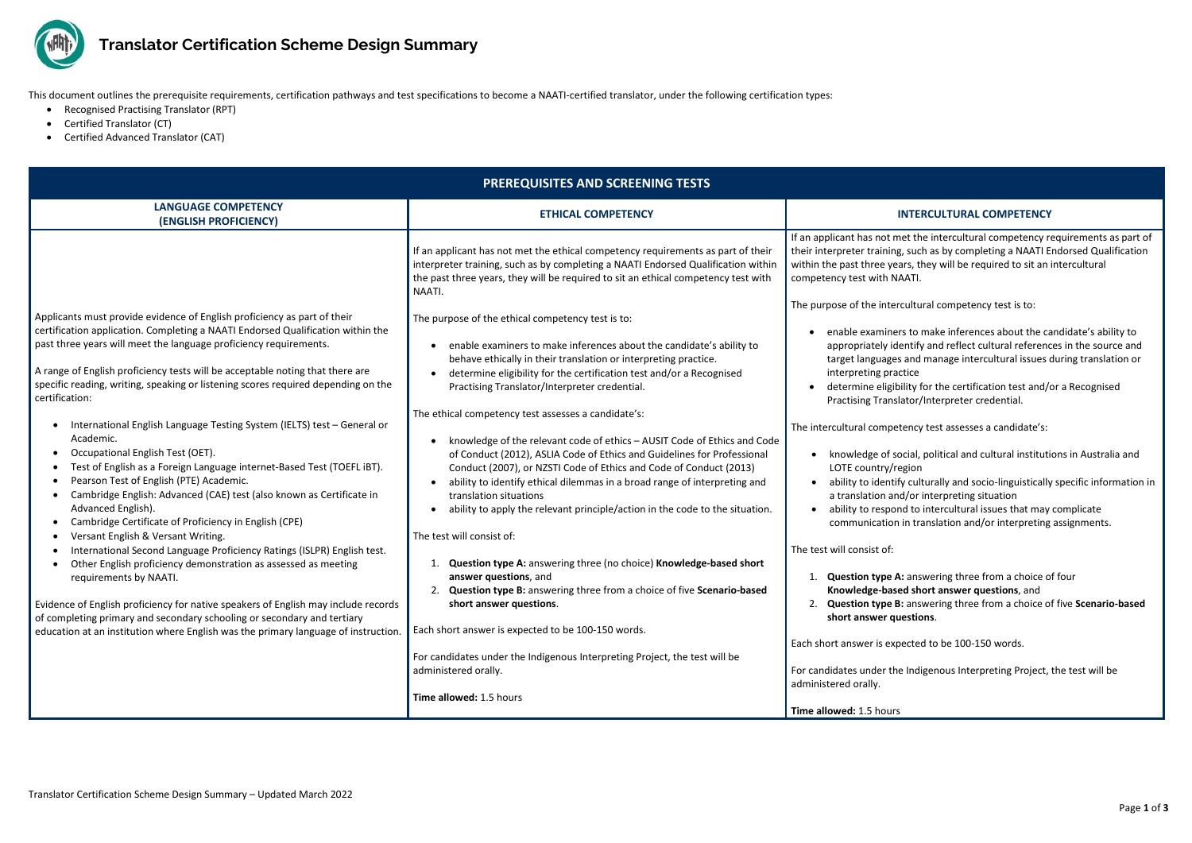# Translator Certification Scheme Design Summary

This document outlines the prerequisite requirements, certification pathways and test specifications to become a NAATI-certified translator, under the following certification types:

- Recognised Practising Translator (RPT)
- Certified Translator (CT)
- Certified Advanced Translator (CAT)

## PREREQUISITES AND SCREENING TESTS

### LANGUAGE COMPETENCY (ENGLISH PROFICIENCY)

Applicants must provide evidence of English proficiency as part of their certification application. Completing a NAATI Endorsed Qualification within the past three years will meet the language proficiency requirements.

A range of English proficiency tests will be acceptable noting that there are specific reading, writing, speaking or listening scores required depending on the certification:

- International English Language Testing System (IELTS) test – General or Academic.
- Occupational English Test (OET).
- Test of English as a Foreign Language internet-Based Test (TOEFL iBT).
- Pearson Test of English (PTE) Academic.
- Cambridge English: Advanced (CAE) test (also known as Certificate in Advanced English).
- Cambridge Certificate of Proficiency in English (CPE)
- Versant English & Versant Writing.
- International Second Language Proficiency Ratings (ISLPR) English test.
- Other English proficiency demonstration as assessed as meeting requirements by NAATI.

Evidence of English proficiency for native speakers of English may include records of completing primary and secondary schooling or secondary and tertiary education at an institution where English was the primary language of instruction.

### ETHICAL COMPETENCY

If an applicant has not met the ethical competency requirements as part of their interpreter training, such as by completing a NAATI Endorsed Qualification within the past three years, they will be required to sit an ethical competency test with NAATI.

The purpose of the ethical competency test is to:

- enable examiners to make inferences about the candidate's ability to behave ethically in their translation or interpreting practice.
- determine eligibility for the certification test and/or a Recognised Practising Translator/Interpreter credential.

The ethical competency test assesses a candidate's:

- knowledge of the relevant code of ethics – AUSIT Code of Ethics and Code of Conduct (2012), ASLIA Code of Ethics and Guidelines for Professional Conduct (2007), or NZSTI Code of Ethics and Code of Conduct (2013)
- ability to identify ethical dilemmas in a broad range of interpreting and translation situations
- ability to apply the relevant principle/action in the code to the situation.

The test will consist of:

1. **Question type A:** answering three (no choice) **Knowledge-based short answer questions**, and
2. **Question type B:** answering three from a choice of five **Scenario-based short answer questions**.

Each short answer is expected to be 100-150 words.

For candidates under the Indigenous Interpreting Project, the test will be administered orally.

**Time allowed:** 1.5 hours

### INTERCULTURAL COMPETENCY

If an applicant has not met the intercultural competency requirements as part of their interpreter training, such as by completing a NAATI Endorsed Qualification within the past three years, they will be required to sit an intercultural competency test with NAATI.

The purpose of the intercultural competency test is to:

- enable examiners to make inferences about the candidate's ability to appropriately identify and reflect cultural references in the source and target languages and manage intercultural issues during translation or interpreting practice
- determine eligibility for the certification test and/or a Recognised Practising Translator/Interpreter credential.

The intercultural competency test assesses a candidate's:

- knowledge of social, political and cultural institutions in Australia and LOTE country/region
- ability to identify culturally and socio-linguistically specific information in a translation and/or interpreting situation
- ability to respond to intercultural issues that may complicate communication in translation and/or interpreting assignments.

The test will consist of:

1. **Question type A:** answering three from a choice of four **Knowledge-based short answer questions**, and
2. **Question type B:** answering three from a choice of five **Scenario-based short answer questions**.

Each short answer is expected to be 100-150 words.

For candidates under the Indigenous Interpreting Project, the test will be administered orally.

**Time allowed:** 1.5 hours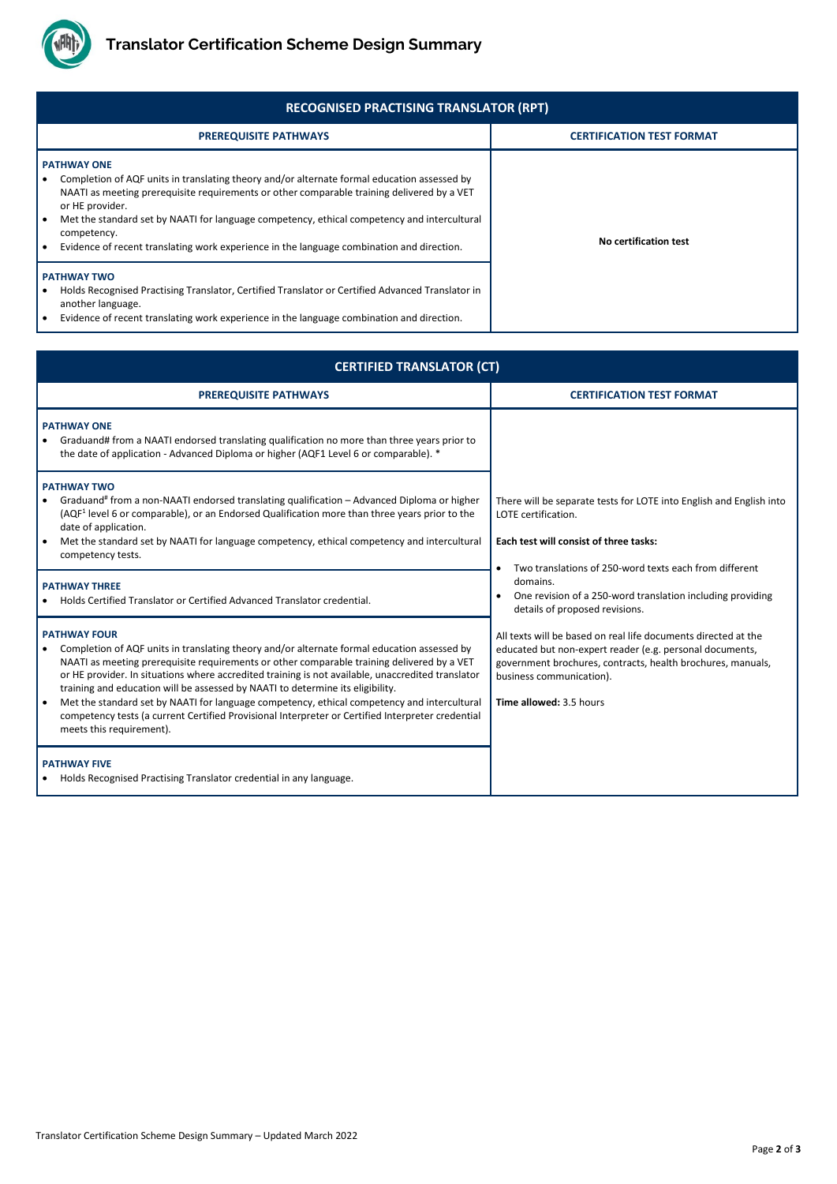# Translator Certification Scheme Design Summary

| RECOGNISED PRACTISING TRANSLATOR (RPT) | |
|---|---|
| **PREREQUISITE PATHWAYS** | **CERTIFICATION TEST FORMAT** |
| **PATHWAY ONE**<br>• Completion of AQF units in translating theory and/or alternate formal education assessed by NAATI as meeting prerequisite requirements or other comparable training delivered by a VET or HE provider.<br>• Met the standard set by NAATI for language competency, ethical competency and intercultural competency.<br>• Evidence of recent translating work experience in the language combination and direction. | **No certification test** |
| **PATHWAY TWO**<br>• Holds Recognised Practising Translator, Certified Translator or Certified Advanced Translator in another language.<br>• Evidence of recent translating work experience in the language combination and direction. | |

| CERTIFIED TRANSLATOR (CT) | |
|---|---|
| **PREREQUISITE PATHWAYS** | **CERTIFICATION TEST FORMAT** |
| **PATHWAY ONE**<br>• Graduand# from a NAATI endorsed translating qualification no more than three years prior to the date of application - Advanced Diploma or higher (AQF1 Level 6 or comparable). * | There will be separate tests for LOTE into English and English into LOTE certification.<br><br>**Each test will consist of three tasks:**<br><br>• Two translations of 250-word texts each from different domains.<br>• One revision of a 250-word translation including providing details of proposed revisions.<br><br>All texts will be based on real life documents directed at the educated but non-expert reader (e.g. personal documents, government brochures, contracts, health brochures, manuals, business communication).<br><br>**Time allowed:** 3.5 hours |
| **PATHWAY TWO**<br>• Graduand# from a non-NAATI endorsed translating qualification – Advanced Diploma or higher (AQF[1] level 6 or comparable), or an Endorsed Qualification more than three years prior to the date of application.<br>• Met the standard set by NAATI for language competency, ethical competency and intercultural competency tests. | |
| **PATHWAY THREE**<br>• Holds Certified Translator or Certified Advanced Translator credential. | |
| **PATHWAY FOUR**<br>• Completion of AQF units in translating theory and/or alternate formal education assessed by NAATI as meeting prerequisite requirements or other comparable training delivered by a VET or HE provider. In situations where accredited training is not available, unaccredited translator training and education will be assessed by NAATI to determine its eligibility.<br>• Met the standard set by NAATI for language competency, ethical competency and intercultural competency tests (a current Certified Provisional Interpreter or Certified Interpreter credential meets this requirement). | |
| **PATHWAY FIVE**<br>• Holds Recognised Practising Translator credential in any language. | |

Translator Certification Scheme Design Summary – Updated March 2022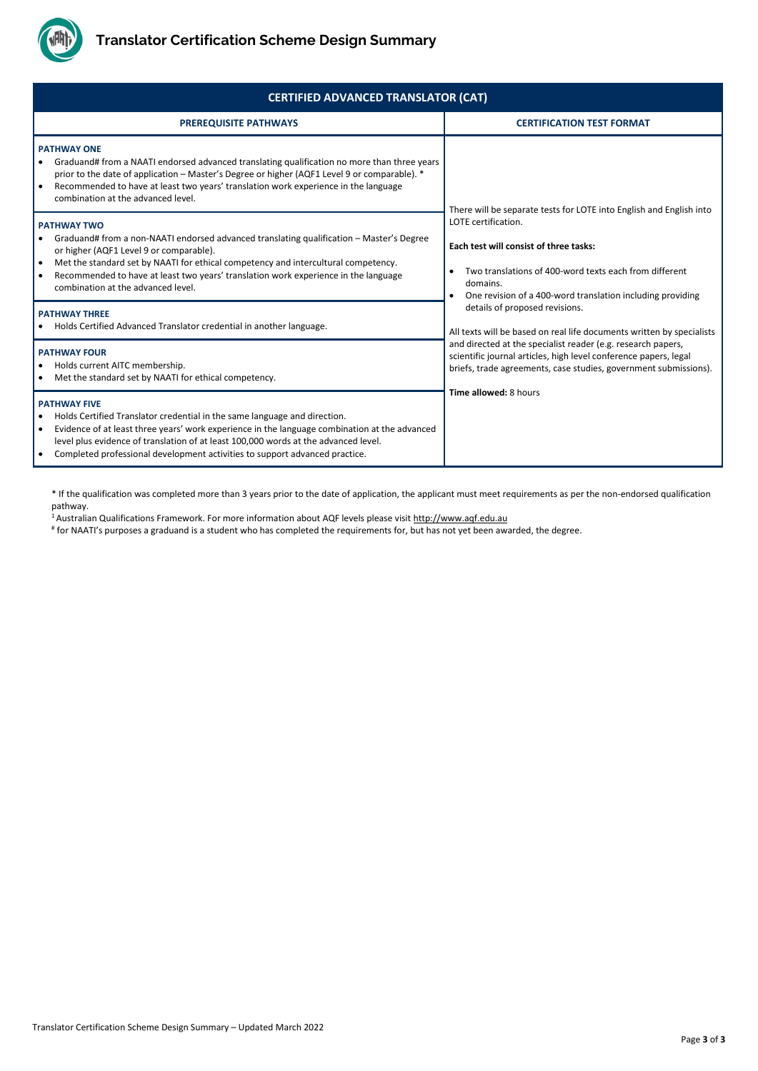# Translator Certification Scheme Design Summary

## CERTIFIED ADVANCED TRANSLATOR (CAT)

| PREREQUISITE PATHWAYS | CERTIFICATION TEST FORMAT |
|---|---|
| **PATHWAY ONE**<br>• Graduand# from a NAATI endorsed advanced translating qualification no more than three years prior to the date of application – Master's Degree or higher (AQF1 Level 9 or comparable). *<br>• Recommended to have at least two years' translation work experience in the language combination at the advanced level. | There will be separate tests for LOTE into English and English into LOTE certification.<br><br>**Each test will consist of three tasks:**<br><br>• Two translations of 400-word texts each from different domains.<br>• One revision of a 400-word translation including providing details of proposed revisions.<br><br>All texts will be based on real life documents written by specialists and directed at the specialist reader (e.g. research papers, scientific journal articles, high level conference papers, legal briefs, trade agreements, case studies, government submissions).<br><br>**Time allowed:** 8 hours |
| **PATHWAY TWO**<br>• Graduand# from a non-NAATI endorsed advanced translating qualification – Master's Degree or higher (AQF1 Level 9 or comparable).<br>• Met the standard set by NAATI for ethical competency and intercultural competency.<br>• Recommended to have at least two years' translation work experience in the language combination at the advanced level. | |
| **PATHWAY THREE**<br>• Holds Certified Advanced Translator credential in another language. | |
| **PATHWAY FOUR**<br>• Holds current AITC membership.<br>• Met the standard set by NAATI for ethical competency. | |
| **PATHWAY FIVE**<br>• Holds Certified Translator credential in the same language and direction.<br>• Evidence of at least three years' work experience in the language combination at the advanced level plus evidence of translation of at least 100,000 words at the advanced level.<br>• Completed professional development activities to support advanced practice. | |

\* If the qualification was completed more than 3 years prior to the date of application, the applicant must meet requirements as per the non-endorsed qualification pathway.

[1] Australian Qualifications Framework. For more information about AQF levels please visit http://www.aqf.edu.au

[#] for NAATI's purposes a graduand is a student who has completed the requirements for, but has not yet been awarded, the degree.

Translator Certification Scheme Design Summary – Updated March 2022